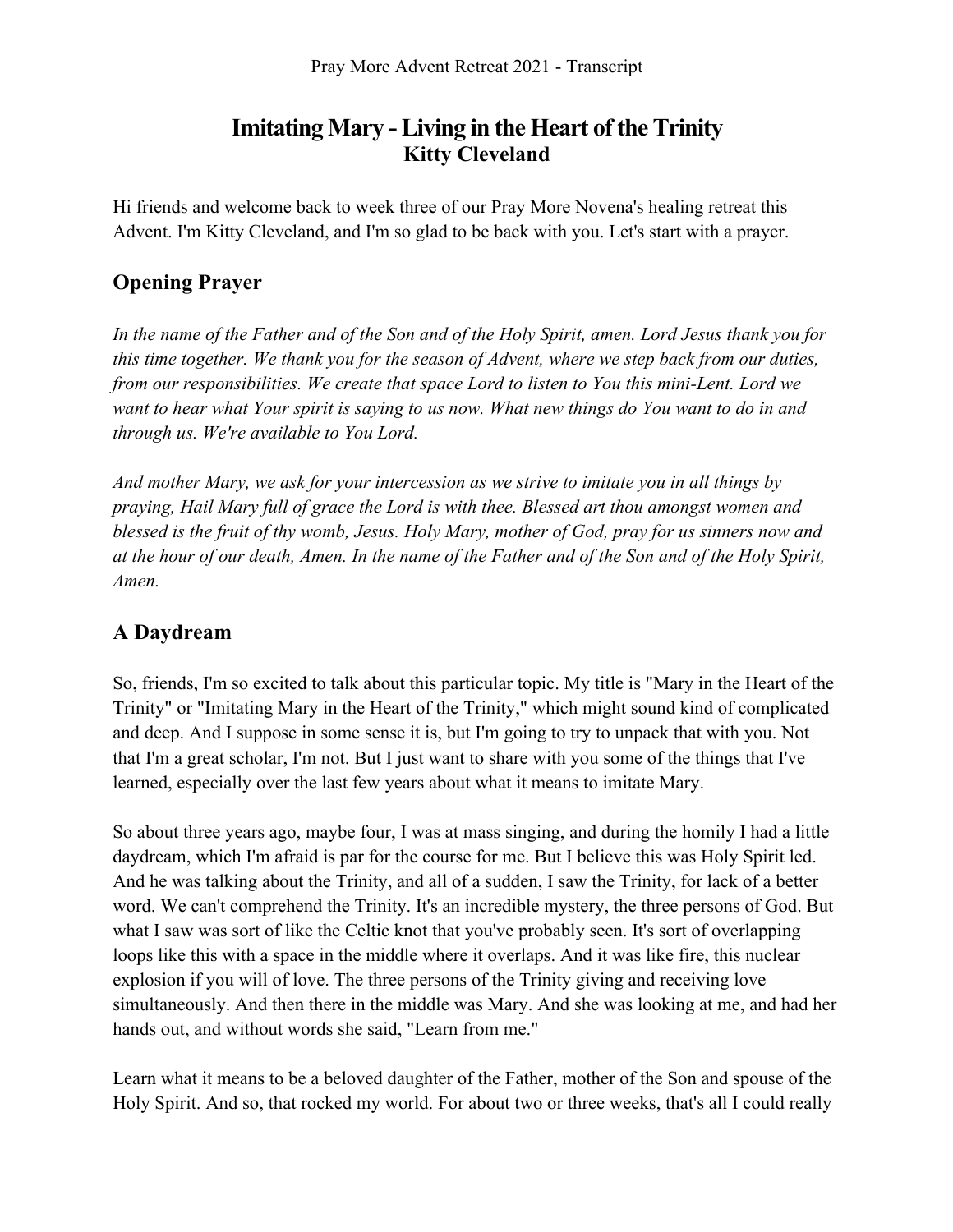# Imitating Mary - Living in the Heart of the Trinity
**Kitty Cleveland**

Hi friends and welcome back to week three of our Pray More Novena's healing retreat this Advent. I'm Kitty Cleveland, and I'm so glad to be back with you. Let's start with a prayer.

## Opening Prayer

*In the name of the Father and of the Son and of the Holy Spirit, amen. Lord Jesus thank you for this time together. We thank you for the season of Advent, where we step back from our duties, from our responsibilities. We create that space Lord to listen to You this mini-Lent. Lord we want to hear what Your spirit is saying to us now. What new things do You want to do in and through us. We're available to You Lord.*

*And mother Mary, we ask for your intercession as we strive to imitate you in all things by praying, Hail Mary full of grace the Lord is with thee. Blessed art thou amongst women and blessed is the fruit of thy womb, Jesus. Holy Mary, mother of God, pray for us sinners now and at the hour of our death, Amen. In the name of the Father and of the Son and of the Holy Spirit, Amen.*

## A Daydream

So, friends, I'm so excited to talk about this particular topic. My title is "Mary in the Heart of the Trinity" or "Imitating Mary in the Heart of the Trinity," which might sound kind of complicated and deep. And I suppose in some sense it is, but I'm going to try to unpack that with you. Not that I'm a great scholar, I'm not. But I just want to share with you some of the things that I've learned, especially over the last few years about what it means to imitate Mary.

So about three years ago, maybe four, I was at mass singing, and during the homily I had a little daydream, which I'm afraid is par for the course for me. But I believe this was Holy Spirit led. And he was talking about the Trinity, and all of a sudden, I saw the Trinity, for lack of a better word. We can't comprehend the Trinity. It's an incredible mystery, the three persons of God. But what I saw was sort of like the Celtic knot that you've probably seen. It's sort of overlapping loops like this with a space in the middle where it overlaps. And it was like fire, this nuclear explosion if you will of love. The three persons of the Trinity giving and receiving love simultaneously. And then there in the middle was Mary. And she was looking at me, and had her hands out, and without words she said, "Learn from me."

Learn what it means to be a beloved daughter of the Father, mother of the Son and spouse of the Holy Spirit. And so, that rocked my world. For about two or three weeks, that's all I could really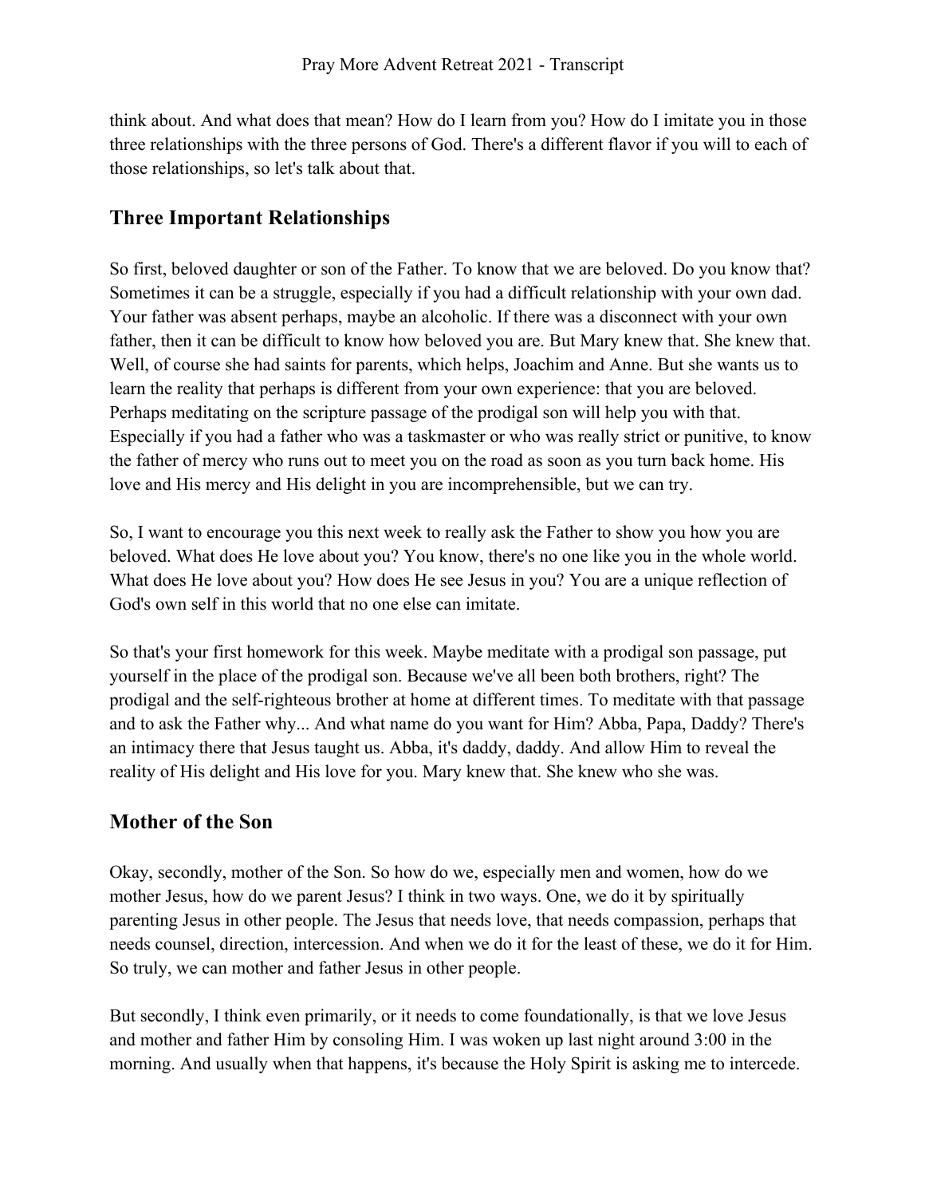think about. And what does that mean? How do I learn from you? How do I imitate you in those three relationships with the three persons of God. There's a different flavor if you will to each of those relationships, so let's talk about that.

## Three Important Relationships

So first, beloved daughter or son of the Father. To know that we are beloved. Do you know that? Sometimes it can be a struggle, especially if you had a difficult relationship with your own dad. Your father was absent perhaps, maybe an alcoholic. If there was a disconnect with your own father, then it can be difficult to know how beloved you are. But Mary knew that. She knew that. Well, of course she had saints for parents, which helps, Joachim and Anne. But she wants us to learn the reality that perhaps is different from your own experience: that you are beloved. Perhaps meditating on the scripture passage of the prodigal son will help you with that. Especially if you had a father who was a taskmaster or who was really strict or punitive, to know the father of mercy who runs out to meet you on the road as soon as you turn back home. His love and His mercy and His delight in you are incomprehensible, but we can try.

So, I want to encourage you this next week to really ask the Father to show you how you are beloved. What does He love about you? You know, there's no one like you in the whole world. What does He love about you? How does He see Jesus in you? You are a unique reflection of God's own self in this world that no one else can imitate.

So that's your first homework for this week. Maybe meditate with a prodigal son passage, put yourself in the place of the prodigal son. Because we've all been both brothers, right? The prodigal and the self-righteous brother at home at different times. To meditate with that passage and to ask the Father why... And what name do you want for Him? Abba, Papa, Daddy? There's an intimacy there that Jesus taught us. Abba, it's daddy, daddy. And allow Him to reveal the reality of His delight and His love for you. Mary knew that. She knew who she was.

## Mother of the Son

Okay, secondly, mother of the Son. So how do we, especially men and women, how do we mother Jesus, how do we parent Jesus? I think in two ways. One, we do it by spiritually parenting Jesus in other people. The Jesus that needs love, that needs compassion, perhaps that needs counsel, direction, intercession. And when we do it for the least of these, we do it for Him. So truly, we can mother and father Jesus in other people.

But secondly, I think even primarily, or it needs to come foundationally, is that we love Jesus and mother and father Him by consoling Him. I was woken up last night around 3:00 in the morning. And usually when that happens, it's because the Holy Spirit is asking me to intercede.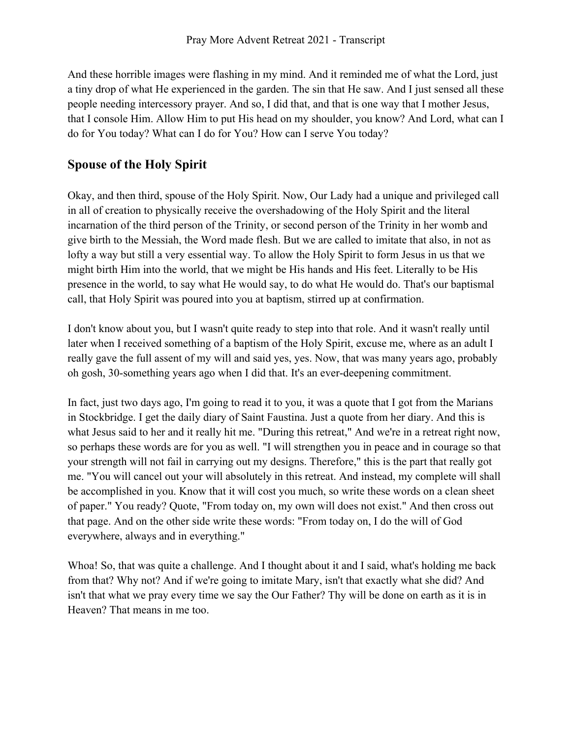And these horrible images were flashing in my mind. And it reminded me of what the Lord, just a tiny drop of what He experienced in the garden. The sin that He saw. And I just sensed all these people needing intercessory prayer. And so, I did that, and that is one way that I mother Jesus, that I console Him. Allow Him to put His head on my shoulder, you know? And Lord, what can I do for You today? What can I do for You? How can I serve You today?

## Spouse of the Holy Spirit

Okay, and then third, spouse of the Holy Spirit. Now, Our Lady had a unique and privileged call in all of creation to physically receive the overshadowing of the Holy Spirit and the literal incarnation of the third person of the Trinity, or second person of the Trinity in her womb and give birth to the Messiah, the Word made flesh. But we are called to imitate that also, in not as lofty a way but still a very essential way. To allow the Holy Spirit to form Jesus in us that we might birth Him into the world, that we might be His hands and His feet. Literally to be His presence in the world, to say what He would say, to do what He would do. That's our baptismal call, that Holy Spirit was poured into you at baptism, stirred up at confirmation.

I don't know about you, but I wasn't quite ready to step into that role. And it wasn't really until later when I received something of a baptism of the Holy Spirit, excuse me, where as an adult I really gave the full assent of my will and said yes, yes. Now, that was many years ago, probably oh gosh, 30-something years ago when I did that. It's an ever-deepening commitment.

In fact, just two days ago, I'm going to read it to you, it was a quote that I got from the Marians in Stockbridge. I get the daily diary of Saint Faustina. Just a quote from her diary. And this is what Jesus said to her and it really hit me. "During this retreat," And we're in a retreat right now, so perhaps these words are for you as well. "I will strengthen you in peace and in courage so that your strength will not fail in carrying out my designs. Therefore," this is the part that really got me. "You will cancel out your will absolutely in this retreat. And instead, my complete will shall be accomplished in you. Know that it will cost you much, so write these words on a clean sheet of paper." You ready? Quote, "From today on, my own will does not exist." And then cross out that page. And on the other side write these words: "From today on, I do the will of God everywhere, always and in everything."

Whoa! So, that was quite a challenge. And I thought about it and I said, what's holding me back from that? Why not? And if we're going to imitate Mary, isn't that exactly what she did? And isn't that what we pray every time we say the Our Father? Thy will be done on earth as it is in Heaven? That means in me too.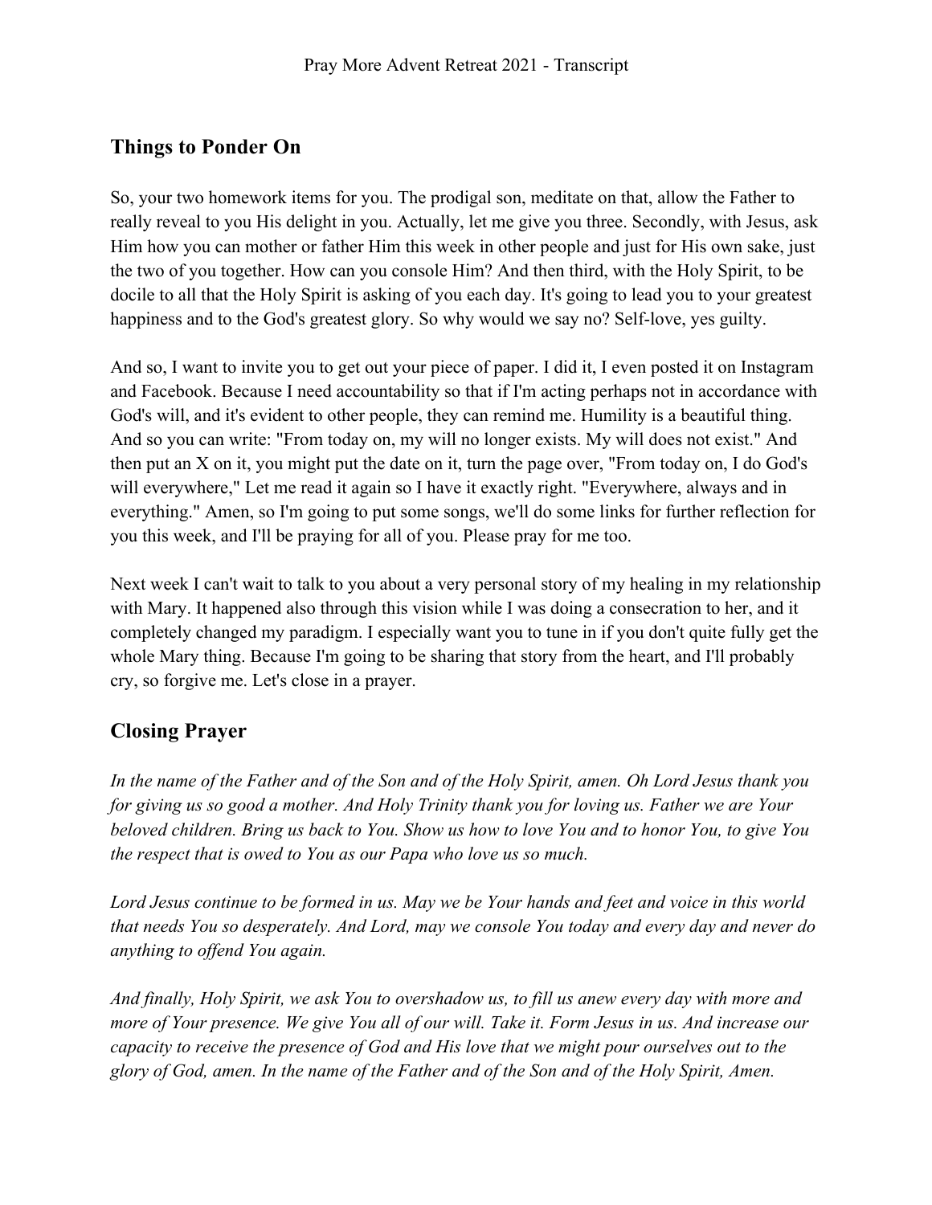## Things to Ponder On

So, your two homework items for you. The prodigal son, meditate on that, allow the Father to really reveal to you His delight in you. Actually, let me give you three. Secondly, with Jesus, ask Him how you can mother or father Him this week in other people and just for His own sake, just the two of you together. How can you console Him? And then third, with the Holy Spirit, to be docile to all that the Holy Spirit is asking of you each day. It's going to lead you to your greatest happiness and to the God's greatest glory. So why would we say no? Self-love, yes guilty.

And so, I want to invite you to get out your piece of paper. I did it, I even posted it on Instagram and Facebook. Because I need accountability so that if I'm acting perhaps not in accordance with God's will, and it's evident to other people, they can remind me. Humility is a beautiful thing. And so you can write: "From today on, my will no longer exists. My will does not exist." And then put an X on it, you might put the date on it, turn the page over, "From today on, I do God's will everywhere," Let me read it again so I have it exactly right. "Everywhere, always and in everything." Amen, so I'm going to put some songs, we'll do some links for further reflection for you this week, and I'll be praying for all of you. Please pray for me too.

Next week I can't wait to talk to you about a very personal story of my healing in my relationship with Mary. It happened also through this vision while I was doing a consecration to her, and it completely changed my paradigm. I especially want you to tune in if you don't quite fully get the whole Mary thing. Because I'm going to be sharing that story from the heart, and I'll probably cry, so forgive me. Let's close in a prayer.

## Closing Prayer

*In the name of the Father and of the Son and of the Holy Spirit, amen. Oh Lord Jesus thank you for giving us so good a mother. And Holy Trinity thank you for loving us. Father we are Your beloved children. Bring us back to You. Show us how to love You and to honor You, to give You the respect that is owed to You as our Papa who love us so much.*

*Lord Jesus continue to be formed in us. May we be Your hands and feet and voice in this world that needs You so desperately. And Lord, may we console You today and every day and never do anything to offend You again.*

*And finally, Holy Spirit, we ask You to overshadow us, to fill us anew every day with more and more of Your presence. We give You all of our will. Take it. Form Jesus in us. And increase our capacity to receive the presence of God and His love that we might pour ourselves out to the glory of God, amen. In the name of the Father and of the Son and of the Holy Spirit, Amen.*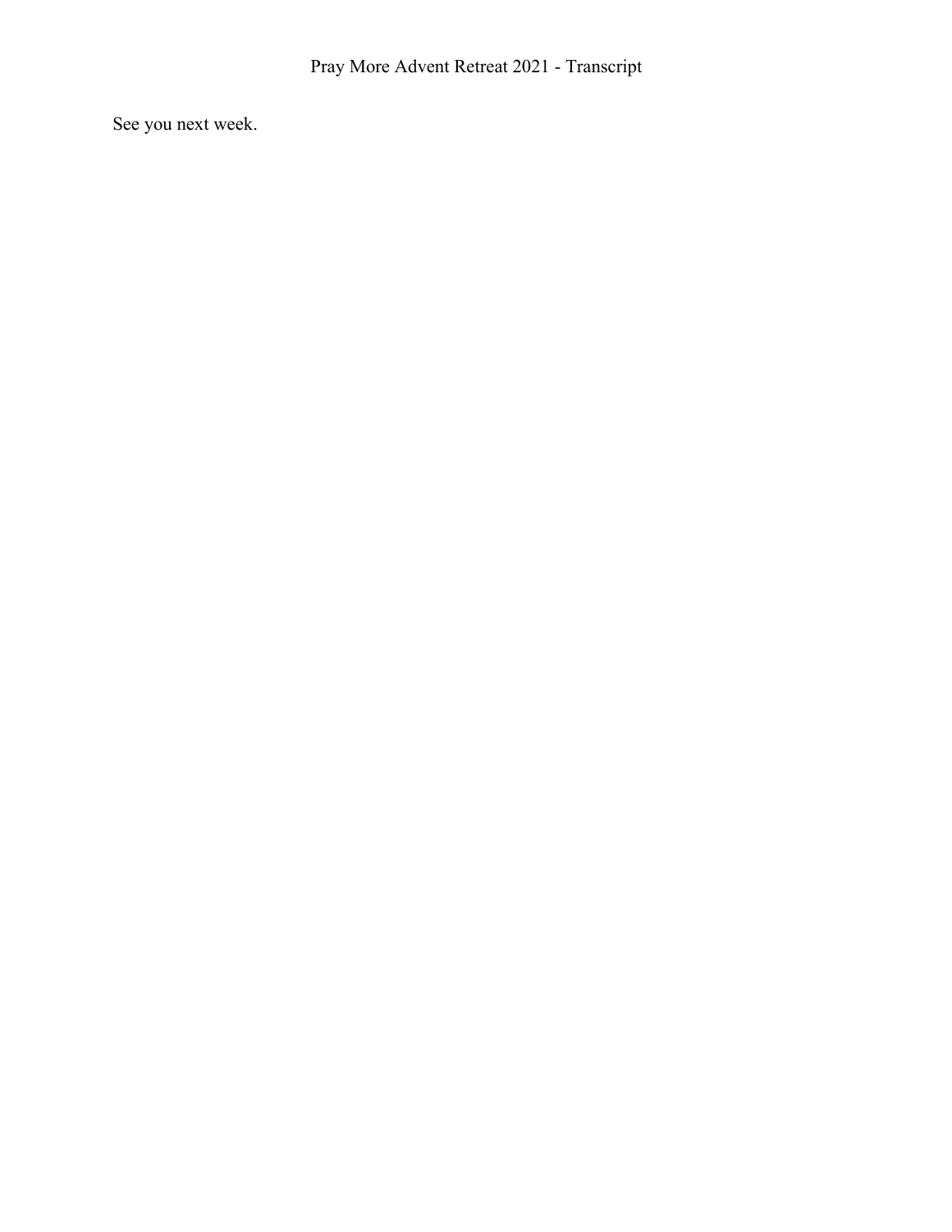See you next week.